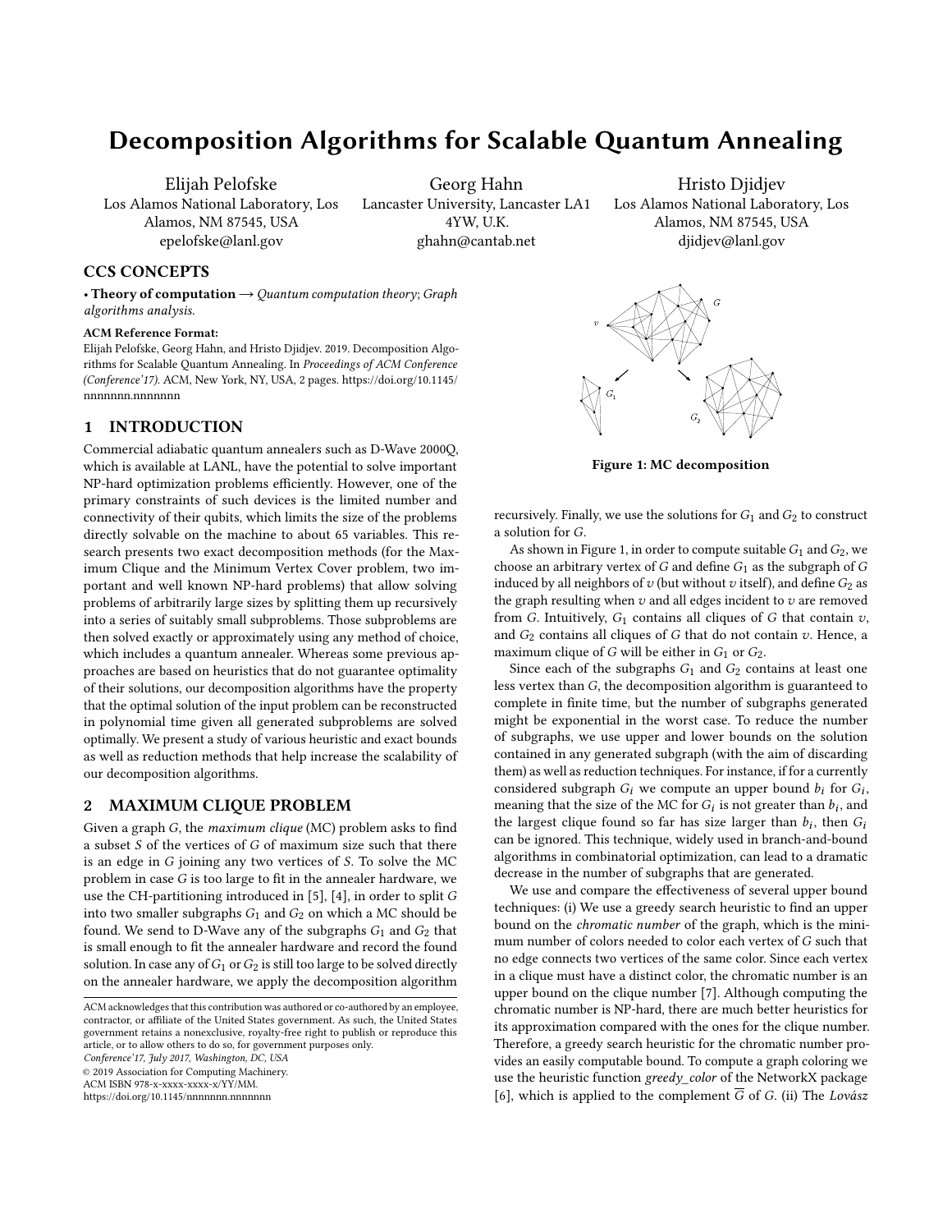# Decomposition Algorithms for Scalable Quantum Annealing

Elijah Pelofske
Los Alamos National Laboratory, Los Alamos, NM 87545, USA
epelofske@lanl.gov

Georg Hahn
Lancaster University, Lancaster LA1 4YW, U.K.
ghahn@cantab.net

Hristo Djidjev
Los Alamos National Laboratory, Los Alamos, NM 87545, USA
djidjev@lanl.gov

## CCS CONCEPTS

• **Theory of computation** → *Quantum computation theory*; *Graph algorithms analysis.*

**ACM Reference Format:**
Elijah Pelofske, Georg Hahn, and Hristo Djidjev. 2019. Decomposition Algorithms for Scalable Quantum Annealing. In *Proceedings of ACM Conference (Conference'17).* ACM, New York, NY, USA, 2 pages. https://doi.org/10.1145/nnnnnnn.nnnnnnn

## 1 INTRODUCTION

Commercial adiabatic quantum annealers such as D-Wave 2000Q, which is available at LANL, have the potential to solve important NP-hard optimization problems efficiently. However, one of the primary constraints of such devices is the limited number and connectivity of their qubits, which limits the size of the problems directly solvable on the machine to about 65 variables. This research presents two exact decomposition methods (for the Maximum Clique and the Minimum Vertex Cover problem, two important and well known NP-hard problems) that allow solving problems of arbitrarily large sizes by splitting them up recursively into a series of suitably small subproblems. Those subproblems are then solved exactly or approximately using any method of choice, which includes a quantum annealer. Whereas some previous approaches are based on heuristics that do not guarantee optimality of their solutions, our decomposition algorithms have the property that the optimal solution of the input problem can be reconstructed in polynomial time given all generated subproblems are solved optimally. We present a study of various heuristic and exact bounds as well as reduction methods that help increase the scalability of our decomposition algorithms.

## 2 MAXIMUM CLIQUE PROBLEM

Given a graph $G$, the *maximum clique* (MC) problem asks to find a subset $S$ of the vertices of $G$ of maximum size such that there is an edge in $G$ joining any two vertices of $S$. To solve the MC problem in case $G$ is too large to fit in the annealer hardware, we use the CH-partitioning introduced in [5], [4], in order to split $G$ into two smaller subgraphs $G_1$ and $G_2$ on which a MC should be found. We send to D-Wave any of the subgraphs $G_1$ and $G_2$ that is small enough to fit the annealer hardware and record the found solution. In case any of $G_1$ or $G_2$ is still too large to be solved directly on the annealer hardware, we apply the decomposition algorithm recursively. Finally, we use the solutions for $G_1$ and $G_2$ to construct a solution for $G$.

Figure 1: MC decomposition

As shown in Figure 1, in order to compute suitable $G_1$ and $G_2$, we choose an arbitrary vertex of $G$ and define $G_1$ as the subgraph of $G$ induced by all neighbors of $v$ (but without $v$ itself), and define $G_2$ as the graph resulting when $v$ and all edges incident to $v$ are removed from $G$. Intuitively, $G_1$ contains all cliques of $G$ that contain $v$, and $G_2$ contains all cliques of $G$ that do not contain $v$. Hence, a maximum clique of $G$ will be either in $G_1$ or $G_2$.

Since each of the subgraphs $G_1$ and $G_2$ contains at least one less vertex than $G$, the decomposition algorithm is guaranteed to complete in finite time, but the number of subgraphs generated might be exponential in the worst case. To reduce the number of subgraphs, we use upper and lower bounds on the solution contained in any generated subgraph (with the aim of discarding them) as well as reduction techniques. For instance, if for a currently considered subgraph $G_i$ we compute an upper bound $b_i$ for $G_i$, meaning that the size of the MC for $G_i$ is not greater than $b_i$, and the largest clique found so far has size larger than $b_i$, then $G_i$ can be ignored. This technique, widely used in branch-and-bound algorithms in combinatorial optimization, can lead to a dramatic decrease in the number of subgraphs that are generated.

We use and compare the effectiveness of several upper bound techniques: (i) We use a greedy search heuristic to find an upper bound on the *chromatic number* of the graph, which is the minimum number of colors needed to color each vertex of $G$ such that no edge connects two vertices of the same color. Since each vertex in a clique must have a distinct color, the chromatic number is an upper bound on the clique number [7]. Although computing the chromatic number is NP-hard, there are much better heuristics for its approximation compared with the ones for the clique number. Therefore, a greedy search heuristic for the chromatic number provides an easily computable bound. To compute a graph coloring we use the heuristic function *greedy_color* of the NetworkX package [6], which is applied to the complement $\overline{G}$ of $G$. (ii) The *Lovász*

ACM acknowledges that this contribution was authored or co-authored by an employee, contractor, or affiliate of the United States government. As such, the United States government retains a nonexclusive, royalty-free right to publish or reproduce this article, or to allow others to do so, for government purposes only.
*Conference'17, July 2017, Washington, DC, USA*
© 2019 Association for Computing Machinery.
ACM ISBN 978-x-xxxx-xxxx-x/YY/MM.
https://doi.org/10.1145/nnnnnnn.nnnnnnn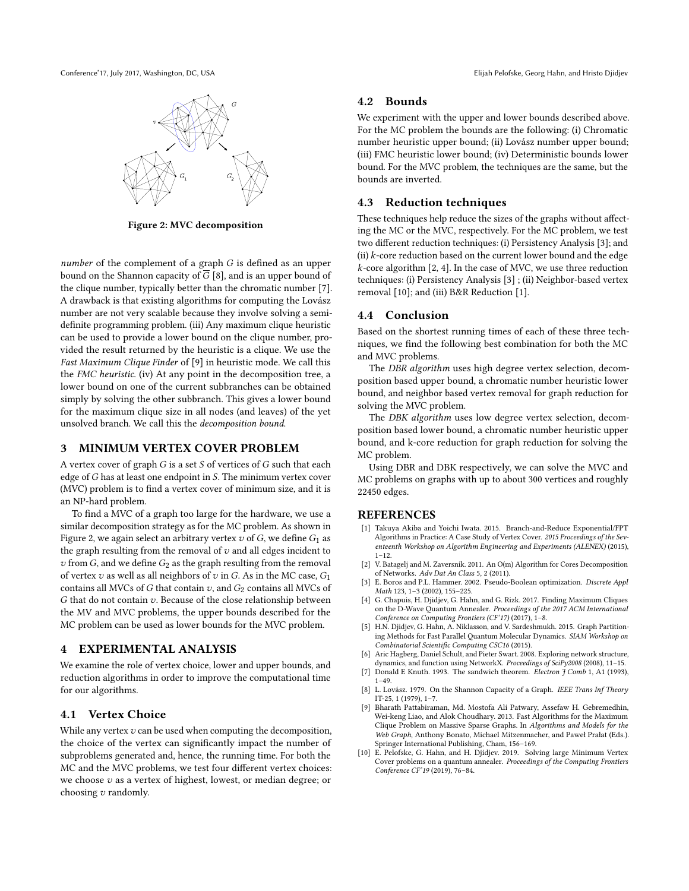Figure 2: MVC decomposition

*number* of the complement of a graph $G$ is defined as an upper bound on the Shannon capacity of $\overline{G}$ [8], and is an upper bound of the clique number, typically better than the chromatic number [7]. A drawback is that existing algorithms for computing the Lovász number are not very scalable because they involve solving a semi-definite programming problem. (iii) Any maximum clique heuristic can be used to provide a lower bound on the clique number, provided the result returned by the heuristic is a clique. We use the *Fast Maximum Clique Finder* of [9] in heuristic mode. We call this the *FMC heuristic*. (iv) At any point in the decomposition tree, a lower bound on one of the current subbranches can be obtained simply by solving the other subbranch. This gives a lower bound for the maximum clique size in all nodes (and leaves) of the yet unsolved branch. We call this the *decomposition bound*.

## 3 MINIMUM VERTEX COVER PROBLEM

A vertex cover of graph $G$ is a set $S$ of vertices of $G$ such that each edge of $G$ has at least one endpoint in $S$. The minimum vertex cover (MVC) problem is to find a vertex cover of minimum size, and it is an NP-hard problem.

To find a MVC of a graph too large for the hardware, we use a similar decomposition strategy as for the MC problem. As shown in Figure 2, we again select an arbitrary vertex $v$ of $G$, we define $G_1$ as the graph resulting from the removal of $v$ and all edges incident to $v$ from $G$, and we define $G_2$ as the graph resulting from the removal of vertex $v$ as well as all neighbors of $v$ in $G$. As in the MC case, $G_1$ contains all MVCs of $G$ that contain $v$, and $G_2$ contains all MVCs of $G$ that do not contain $v$. Because of the close relationship between the MV and MVC problems, the upper bounds described for the MC problem can be used as lower bounds for the MVC problem.

## 4 EXPERIMENTAL ANALYSIS

We examine the role of vertex choice, lower and upper bounds, and reduction algorithms in order to improve the computational time for our algorithms.

### 4.1 Vertex Choice

While any vertex $v$ can be used when computing the decomposition, the choice of the vertex can significantly impact the number of subproblems generated and, hence, the running time. For both the MC and the MVC problems, we test four different vertex choices: we choose $v$ as a vertex of highest, lowest, or median degree; or choosing $v$ randomly.

### 4.2 Bounds

We experiment with the upper and lower bounds described above. For the MC problem the bounds are the following: (i) Chromatic number heuristic upper bound; (ii) Lovász number upper bound; (iii) FMC heuristic lower bound; (iv) Deterministic bounds lower bound. For the MVC problem, the techniques are the same, but the bounds are inverted.

### 4.3 Reduction techniques

These techniques help reduce the sizes of the graphs without affecting the MC or the MVC, respectively. For the MC problem, we test two different reduction techniques: (i) Persistency Analysis [3]; and (ii) $k$-core reduction based on the current lower bound and the edge $k$-core algorithm [2, 4]. In the case of MVC, we use three reduction techniques: (i) Persistency Analysis [3] ; (ii) Neighbor-based vertex removal [10]; and (iii) B&R Reduction [1].

### 4.4 Conclusion

Based on the shortest running times of each of these three techniques, we find the following best combination for both the MC and MVC problems.

The *DBR algorithm* uses high degree vertex selection, decomposition based upper bound, a chromatic number heuristic lower bound, and neighbor based vertex removal for graph reduction for solving the MVC problem.

The *DBK algorithm* uses low degree vertex selection, decomposition based lower bound, a chromatic number heuristic upper bound, and k-core reduction for graph reduction for solving the MC problem.

Using DBR and DBK respectively, we can solve the MVC and MC problems on graphs with up to about 300 vertices and roughly 22450 edges.

## REFERENCES

[1] Takuya Akiba and Yoichi Iwata. 2015. Branch-and-Reduce Exponential/FPT Algorithms in Practice: A Case Study of Vertex Cover. *2015 Proceedings of the Seventeenth Workshop on Algorithm Engineering and Experiments (ALENEX)* (2015), 1–12.

[2] V. Batagelj and M. Zaversnik. 2011. An O(m) Algorithm for Cores Decomposition of Networks. *Adv Dat An Class* 5, 2 (2011).

[3] E. Boros and P.L. Hammer. 2002. Pseudo-Boolean optimization. *Discrete Appl Math* 123, 1–3 (2002), 155–225.

[4] G. Chapuis, H. Djidjev, G. Hahn, and G. Rizk. 2017. Finding Maximum Cliques on the D-Wave Quantum Annealer. *Proceedings of the 2017 ACM International Conference on Computing Frontiers (CF'17)* (2017), 1–8.

[5] H.N. Djidjev, G. Hahn, A. Niklasson, and V. Sardeshmukh. 2015. Graph Partitioning Methods for Fast Parallel Quantum Molecular Dynamics. *SIAM Workshop on Combinatorial Scientific Computing CSC16* (2015).

[6] Aric Hagberg, Daniel Schult, and Pieter Swart. 2008. Exploring network structure, dynamics, and function using NetworkX. *Proceedings of SciPy2008* (2008), 11–15.

[7] Donald E Knuth. 1993. The sandwich theorem. *Electron J Comb* 1, A1 (1993), 1–49.

[8] L. Lovász. 1979. On the Shannon Capacity of a Graph. *IEEE Trans Inf Theory* IT-25, 1 (1979), 1–7.

[9] Bharath Pattabiraman, Md. Mostofa Ali Patwary, Assefaw H. Gebremedhin, Wei-keng Liao, and Alok Choudhary. 2013. Fast Algorithms for the Maximum Clique Problem on Massive Sparse Graphs. In *Algorithms and Models for the Web Graph*, Anthony Bonato, Michael Mitzenmacher, and Paweł Prałat (Eds.). Springer International Publishing, Cham, 156–169.

[10] E. Pelofske, G. Hahn, and H. Djidjev. 2019. Solving large Minimum Vertex Cover problems on a quantum annealer. *Proceedings of the Computing Frontiers Conference CF'19* (2019), 76–84.